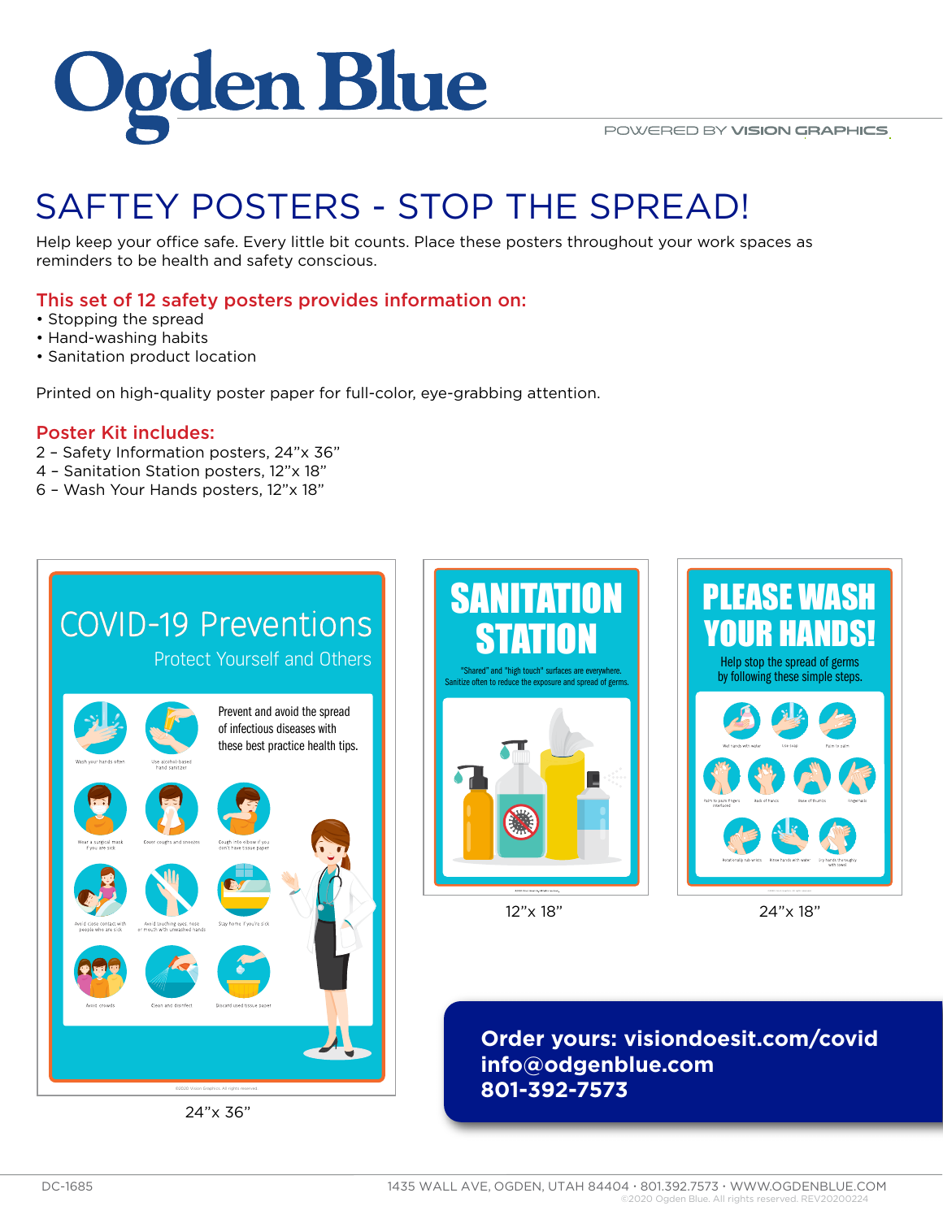# Ogden Blue

POWERED BY VISION GRAPHICS

# SAFTEY POSTERS - STOP THE SPREAD!

Help keep your office safe. Every little bit counts. Place these posters throughout your work spaces as reminders to be health and safety conscious.

## This set of 12 safety posters provides information on:

- Stopping the spread
- Hand-washing habits
- Sanitation product location

Printed on high-quality poster paper for full-color, eye-grabbing attention.

## Poster Kit includes:

2 – Safety Information posters, 24"x 36"
4 – Sanitation Station posters, 12"x 18"
6 – Wash Your Hands posters, 12"x 18"

24"x 36"

12"x 18"

24"x 18"

**Order yours: visiondoesit.com/covid**
**info@odgenblue.com**
**801-392-7573**

DC-1685

1435 WALL AVE, OGDEN, UTAH 84404 · 801.392.7573 · WWW.OGDENBLUE.COM
©2020 Ogden Blue. All rights reserved. REV20200224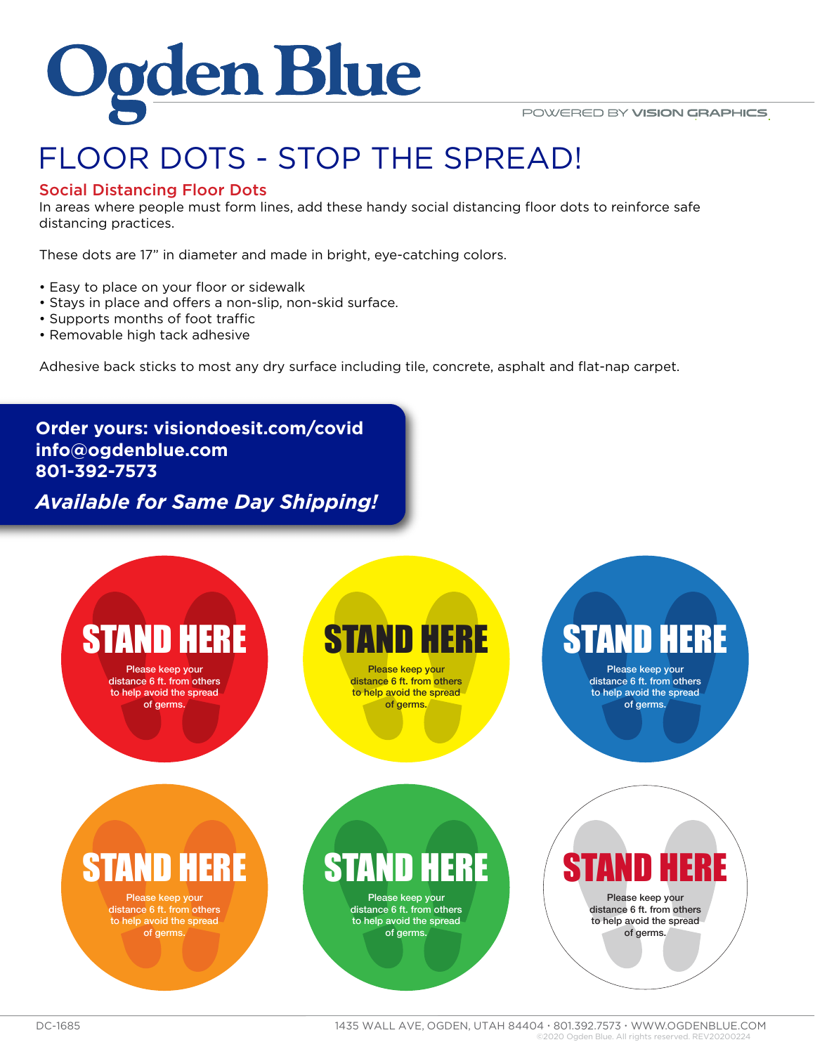# Ogden Blue

POWERED BY VISION GRAPHICS

## FLOOR DOTS - STOP THE SPREAD!

### Social Distancing Floor Dots

In areas where people must form lines, add these handy social distancing floor dots to reinforce safe distancing practices.

These dots are 17" in diameter and made in bright, eye-catching colors.

- Easy to place on your floor or sidewalk
- Stays in place and offers a non-slip, non-skid surface.
- Supports months of foot traffic
- Removable high tack adhesive

Adhesive back sticks to most any dry surface including tile, concrete, asphalt and flat-nap carpet.

**Order yours: visiondoesit.com/covid**
**info@ogdenblue.com**
**801-392-7573**

***Available for Same Day Shipping!***

STAND HERE

Please keep your distance 6 ft. from others to help avoid the spread of germs.

STAND HERE

Please keep your distance 6 ft. from others to help avoid the spread of germs.

STAND HERE

Please keep your distance 6 ft. from others to help avoid the spread of germs.

STAND HERE

Please keep your distance 6 ft. from others to help avoid the spread of germs.

STAND HERE

Please keep your distance 6 ft. from others to help avoid the spread of germs.

STAND HERE

Please keep your distance 6 ft. from others to help avoid the spread of germs.

DC-1685

1435 WALL AVE, OGDEN, UTAH 84404 · 801.392.7573 · WWW.OGDENBLUE.COM
©2020 Ogden Blue. All rights reserved. REV20200224